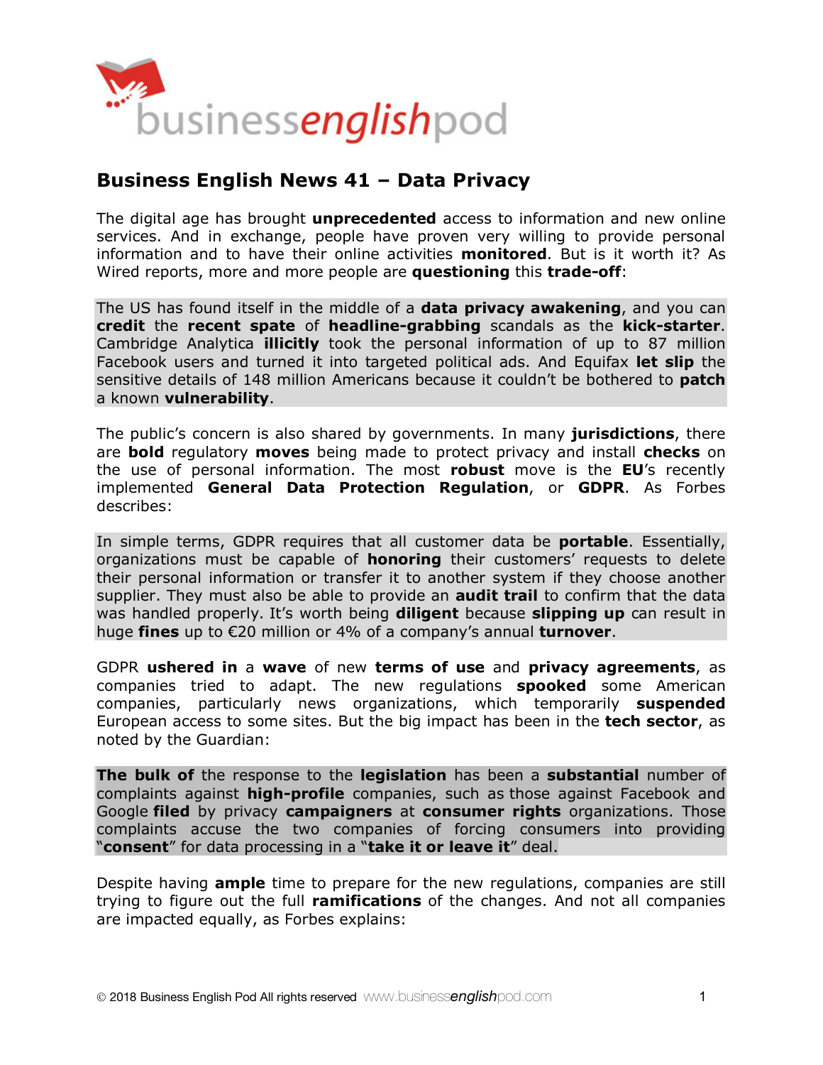## Business English News 41 – Data Privacy

The digital age has brought **unprecedented** access to information and new online services. And in exchange, people have proven very willing to provide personal information and to have their online activities **monitored**. But is it worth it? As Wired reports, more and more people are **questioning** this **trade-off**:

> The US has found itself in the middle of a **data privacy awakening**, and you can **credit** the **recent spate** of **headline-grabbing** scandals as the **kick-starter**. Cambridge Analytica **illicitly** took the personal information of up to 87 million Facebook users and turned it into targeted political ads. And Equifax **let slip** the sensitive details of 148 million Americans because it couldn't be bothered to **patch** a known **vulnerability**.

The public's concern is also shared by governments. In many **jurisdictions**, there are **bold** regulatory **moves** being made to protect privacy and install **checks** on the use of personal information. The most **robust** move is the **EU**'s recently implemented **General Data Protection Regulation**, or **GDPR**. As Forbes describes:

> In simple terms, GDPR requires that all customer data be **portable**. Essentially, organizations must be capable of **honoring** their customers' requests to delete their personal information or transfer it to another system if they choose another supplier. They must also be able to provide an **audit trail** to confirm that the data was handled properly. It's worth being **diligent** because **slipping up** can result in huge **fines** up to €20 million or 4% of a company's annual **turnover**.

GDPR **ushered in** a **wave** of new **terms of use** and **privacy agreements**, as companies tried to adapt. The new regulations **spooked** some American companies, particularly news organizations, which temporarily **suspended** European access to some sites. But the big impact has been in the **tech sector**, as noted by the Guardian:

> **The bulk of** the response to the **legislation** has been a **substantial** number of complaints against **high-profile** companies, such as those against Facebook and Google **filed** by privacy **campaigners** at **consumer rights** organizations. Those complaints accuse the two companies of forcing consumers into providing "**consent**" for data processing in a "**take it or leave it**" deal.

Despite having **ample** time to prepare for the new regulations, companies are still trying to figure out the full **ramifications** of the changes. And not all companies are impacted equally, as Forbes explains: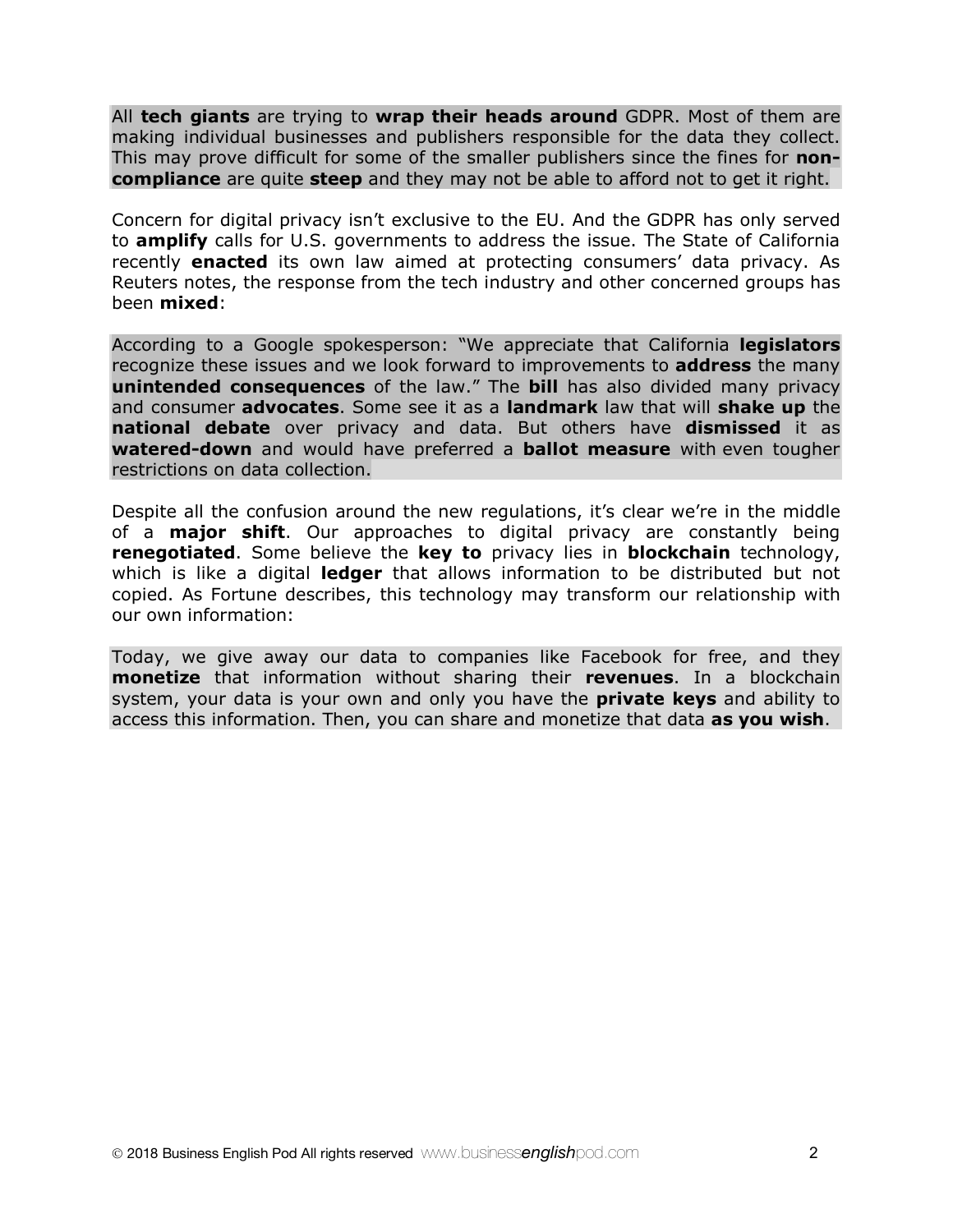All **tech giants** are trying to **wrap their heads around** GDPR. Most of them are making individual businesses and publishers responsible for the data they collect. This may prove difficult for some of the smaller publishers since the fines for **non-compliance** are quite **steep** and they may not be able to afford not to get it right.

Concern for digital privacy isn't exclusive to the EU. And the GDPR has only served to **amplify** calls for U.S. governments to address the issue. The State of California recently **enacted** its own law aimed at protecting consumers' data privacy. As Reuters notes, the response from the tech industry and other concerned groups has been **mixed**:

According to a Google spokesperson: "We appreciate that California **legislators** recognize these issues and we look forward to improvements to **address** the many **unintended consequences** of the law." The **bill** has also divided many privacy and consumer **advocates**. Some see it as a **landmark** law that will **shake up** the **national debate** over privacy and data. But others have **dismissed** it as **watered-down** and would have preferred a **ballot measure** with even tougher restrictions on data collection.

Despite all the confusion around the new regulations, it's clear we're in the middle of a **major shift**. Our approaches to digital privacy are constantly being **renegotiated**. Some believe the **key to** privacy lies in **blockchain** technology, which is like a digital **ledger** that allows information to be distributed but not copied. As Fortune describes, this technology may transform our relationship with our own information:

Today, we give away our data to companies like Facebook for free, and they **monetize** that information without sharing their **revenues**. In a blockchain system, your data is your own and only you have the **private keys** and ability to access this information. Then, you can share and monetize that data **as you wish**.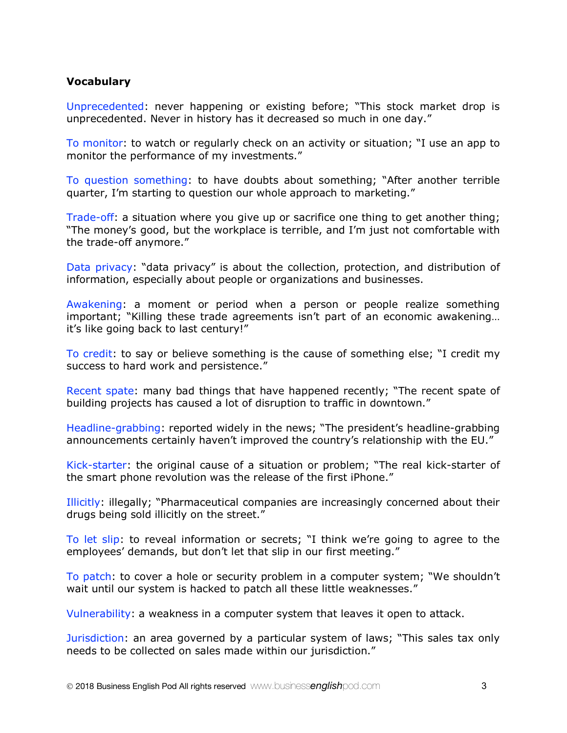**Vocabulary**

Unprecedented: never happening or existing before; "This stock market drop is unprecedented. Never in history has it decreased so much in one day."

To monitor: to watch or regularly check on an activity or situation; "I use an app to monitor the performance of my investments."

To question something: to have doubts about something; "After another terrible quarter, I'm starting to question our whole approach to marketing."

Trade-off: a situation where you give up or sacrifice one thing to get another thing; "The money's good, but the workplace is terrible, and I'm just not comfortable with the trade-off anymore."

Data privacy: "data privacy" is about the collection, protection, and distribution of information, especially about people or organizations and businesses.

Awakening: a moment or period when a person or people realize something important; "Killing these trade agreements isn't part of an economic awakening… it's like going back to last century!"

To credit: to say or believe something is the cause of something else; "I credit my success to hard work and persistence."

Recent spate: many bad things that have happened recently; "The recent spate of building projects has caused a lot of disruption to traffic in downtown."

Headline-grabbing: reported widely in the news; "The president's headline-grabbing announcements certainly haven't improved the country's relationship with the EU."

Kick-starter: the original cause of a situation or problem; "The real kick-starter of the smart phone revolution was the release of the first iPhone."

Illicitly: illegally; "Pharmaceutical companies are increasingly concerned about their drugs being sold illicitly on the street."

To let slip: to reveal information or secrets; "I think we're going to agree to the employees' demands, but don't let that slip in our first meeting."

To patch: to cover a hole or security problem in a computer system; "We shouldn't wait until our system is hacked to patch all these little weaknesses."

Vulnerability: a weakness in a computer system that leaves it open to attack.

Jurisdiction: an area governed by a particular system of laws; "This sales tax only needs to be collected on sales made within our jurisdiction."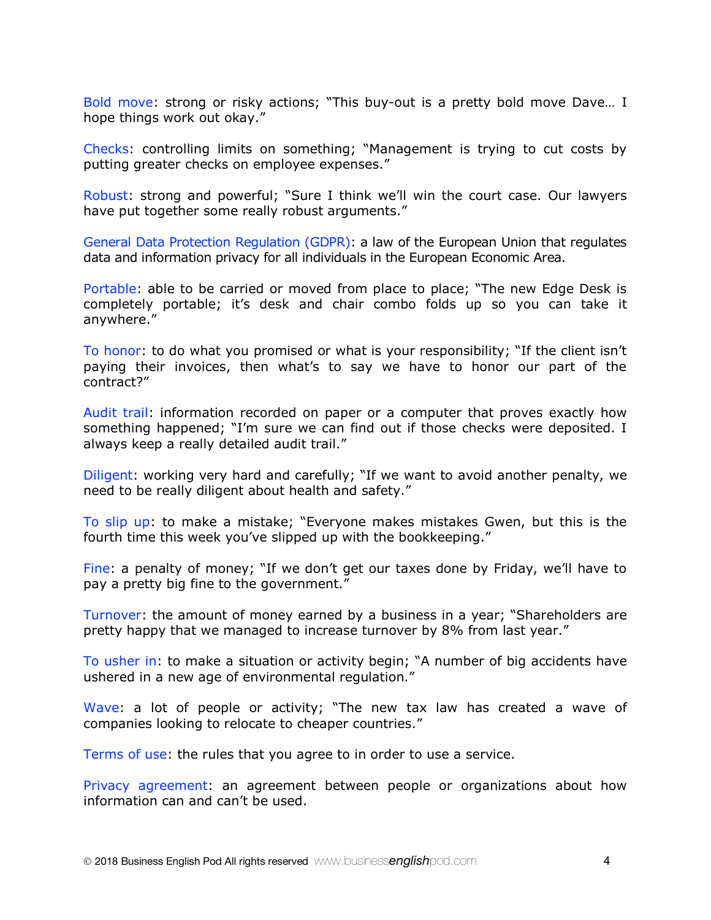Bold move: strong or risky actions; "This buy-out is a pretty bold move Dave… I hope things work out okay."

Checks: controlling limits on something; "Management is trying to cut costs by putting greater checks on employee expenses."

Robust: strong and powerful; "Sure I think we'll win the court case. Our lawyers have put together some really robust arguments."

General Data Protection Regulation (GDPR): a law of the European Union that regulates data and information privacy for all individuals in the European Economic Area.

Portable: able to be carried or moved from place to place; "The new Edge Desk is completely portable; it's desk and chair combo folds up so you can take it anywhere."

To honor: to do what you promised or what is your responsibility; "If the client isn't paying their invoices, then what's to say we have to honor our part of the contract?"

Audit trail: information recorded on paper or a computer that proves exactly how something happened; "I'm sure we can find out if those checks were deposited. I always keep a really detailed audit trail."

Diligent: working very hard and carefully; "If we want to avoid another penalty, we need to be really diligent about health and safety."

To slip up: to make a mistake; "Everyone makes mistakes Gwen, but this is the fourth time this week you've slipped up with the bookkeeping."

Fine: a penalty of money; "If we don't get our taxes done by Friday, we'll have to pay a pretty big fine to the government."

Turnover: the amount of money earned by a business in a year; "Shareholders are pretty happy that we managed to increase turnover by 8% from last year."

To usher in: to make a situation or activity begin; "A number of big accidents have ushered in a new age of environmental regulation."

Wave: a lot of people or activity; "The new tax law has created a wave of companies looking to relocate to cheaper countries."

Terms of use: the rules that you agree to in order to use a service.

Privacy agreement: an agreement between people or organizations about how information can and can't be used.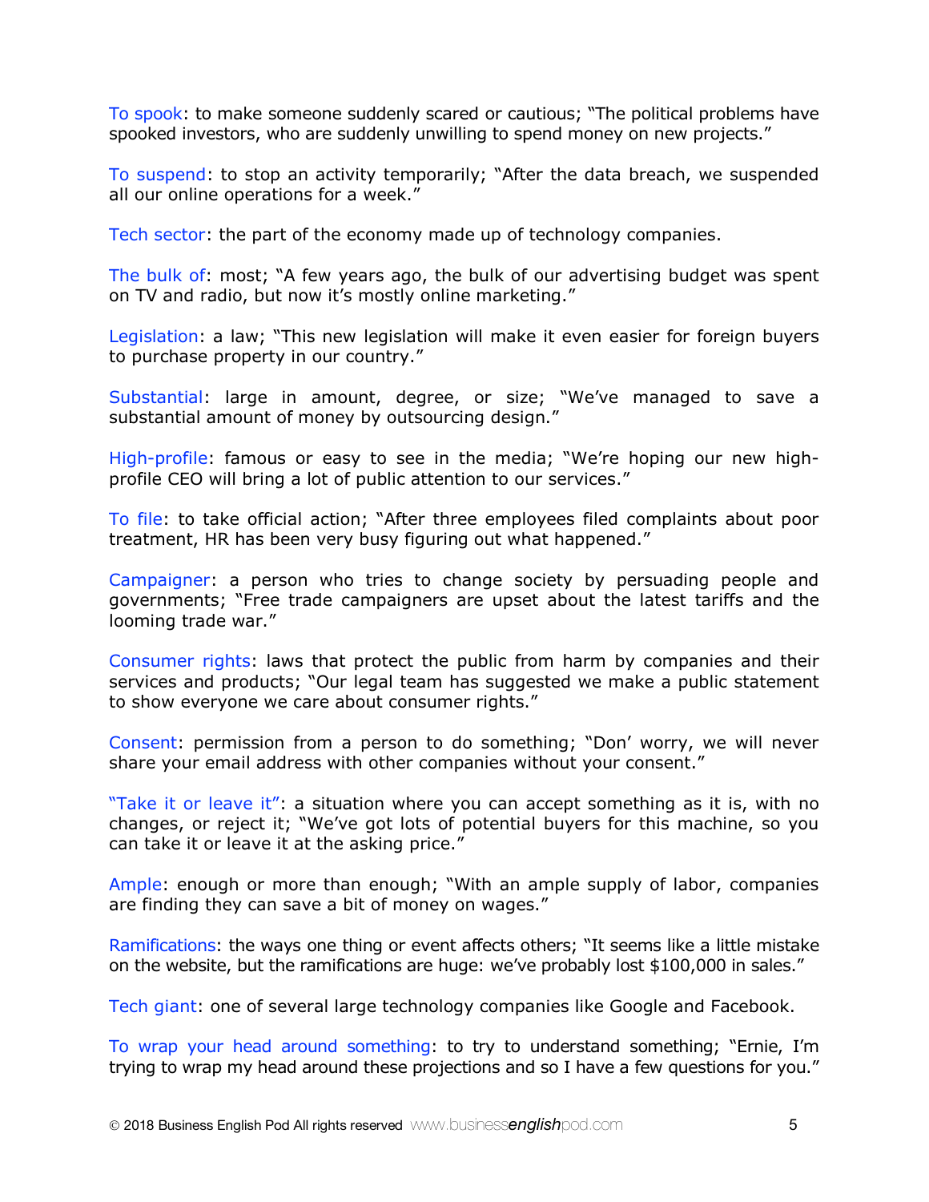To spook: to make someone suddenly scared or cautious; "The political problems have spooked investors, who are suddenly unwilling to spend money on new projects."

To suspend: to stop an activity temporarily; "After the data breach, we suspended all our online operations for a week."

Tech sector: the part of the economy made up of technology companies.

The bulk of: most; "A few years ago, the bulk of our advertising budget was spent on TV and radio, but now it's mostly online marketing."

Legislation: a law; "This new legislation will make it even easier for foreign buyers to purchase property in our country."

Substantial: large in amount, degree, or size; "We've managed to save a substantial amount of money by outsourcing design."

High-profile: famous or easy to see in the media; "We're hoping our new high-profile CEO will bring a lot of public attention to our services."

To file: to take official action; "After three employees filed complaints about poor treatment, HR has been very busy figuring out what happened."

Campaigner: a person who tries to change society by persuading people and governments; "Free trade campaigners are upset about the latest tariffs and the looming trade war."

Consumer rights: laws that protect the public from harm by companies and their services and products; "Our legal team has suggested we make a public statement to show everyone we care about consumer rights."

Consent: permission from a person to do something; "Don' worry, we will never share your email address with other companies without your consent."

"Take it or leave it": a situation where you can accept something as it is, with no changes, or reject it; "We've got lots of potential buyers for this machine, so you can take it or leave it at the asking price."

Ample: enough or more than enough; "With an ample supply of labor, companies are finding they can save a bit of money on wages."

Ramifications: the ways one thing or event affects others; "It seems like a little mistake on the website, but the ramifications are huge: we've probably lost $100,000 in sales."

Tech giant: one of several large technology companies like Google and Facebook.

To wrap your head around something: to try to understand something; "Ernie, I'm trying to wrap my head around these projections and so I have a few questions for you."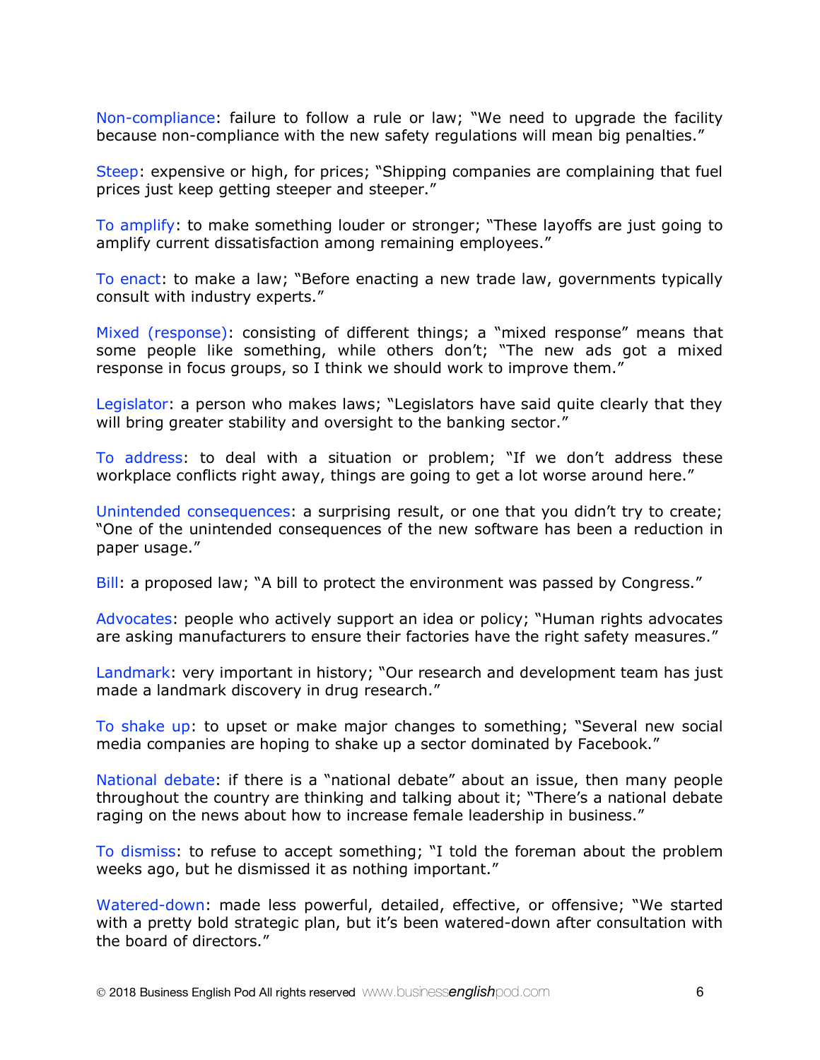Non-compliance: failure to follow a rule or law; "We need to upgrade the facility because non-compliance with the new safety regulations will mean big penalties."

Steep: expensive or high, for prices; "Shipping companies are complaining that fuel prices just keep getting steeper and steeper."

To amplify: to make something louder or stronger; "These layoffs are just going to amplify current dissatisfaction among remaining employees."

To enact: to make a law; "Before enacting a new trade law, governments typically consult with industry experts."

Mixed (response): consisting of different things; a "mixed response" means that some people like something, while others don't; "The new ads got a mixed response in focus groups, so I think we should work to improve them."

Legislator: a person who makes laws; "Legislators have said quite clearly that they will bring greater stability and oversight to the banking sector."

To address: to deal with a situation or problem; "If we don't address these workplace conflicts right away, things are going to get a lot worse around here."

Unintended consequences: a surprising result, or one that you didn't try to create; "One of the unintended consequences of the new software has been a reduction in paper usage."

Bill: a proposed law; "A bill to protect the environment was passed by Congress."

Advocates: people who actively support an idea or policy; "Human rights advocates are asking manufacturers to ensure their factories have the right safety measures."

Landmark: very important in history; "Our research and development team has just made a landmark discovery in drug research."

To shake up: to upset or make major changes to something; "Several new social media companies are hoping to shake up a sector dominated by Facebook."

National debate: if there is a "national debate" about an issue, then many people throughout the country are thinking and talking about it; "There's a national debate raging on the news about how to increase female leadership in business."

To dismiss: to refuse to accept something; "I told the foreman about the problem weeks ago, but he dismissed it as nothing important."

Watered-down: made less powerful, detailed, effective, or offensive; "We started with a pretty bold strategic plan, but it's been watered-down after consultation with the board of directors."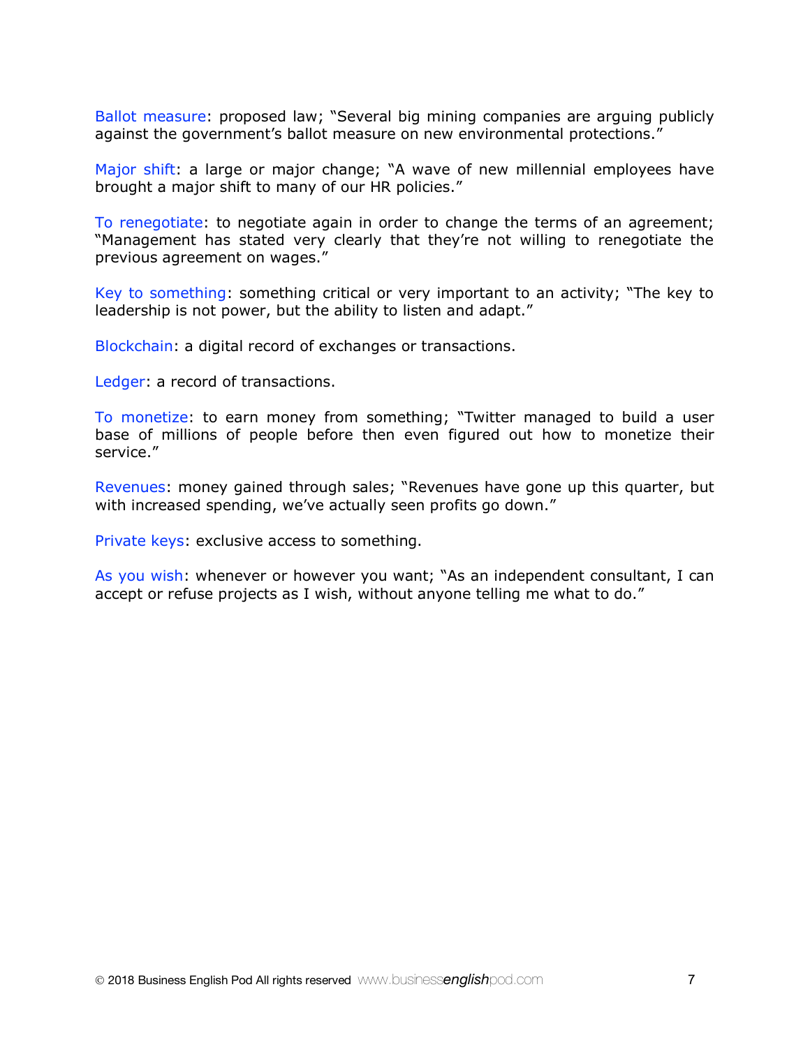Ballot measure: proposed law; "Several big mining companies are arguing publicly against the government's ballot measure on new environmental protections."

Major shift: a large or major change; "A wave of new millennial employees have brought a major shift to many of our HR policies."

To renegotiate: to negotiate again in order to change the terms of an agreement; "Management has stated very clearly that they're not willing to renegotiate the previous agreement on wages."

Key to something: something critical or very important to an activity; "The key to leadership is not power, but the ability to listen and adapt."

Blockchain: a digital record of exchanges or transactions.

Ledger: a record of transactions.

To monetize: to earn money from something; "Twitter managed to build a user base of millions of people before then even figured out how to monetize their service."

Revenues: money gained through sales; "Revenues have gone up this quarter, but with increased spending, we've actually seen profits go down."

Private keys: exclusive access to something.

As you wish: whenever or however you want; "As an independent consultant, I can accept or refuse projects as I wish, without anyone telling me what to do."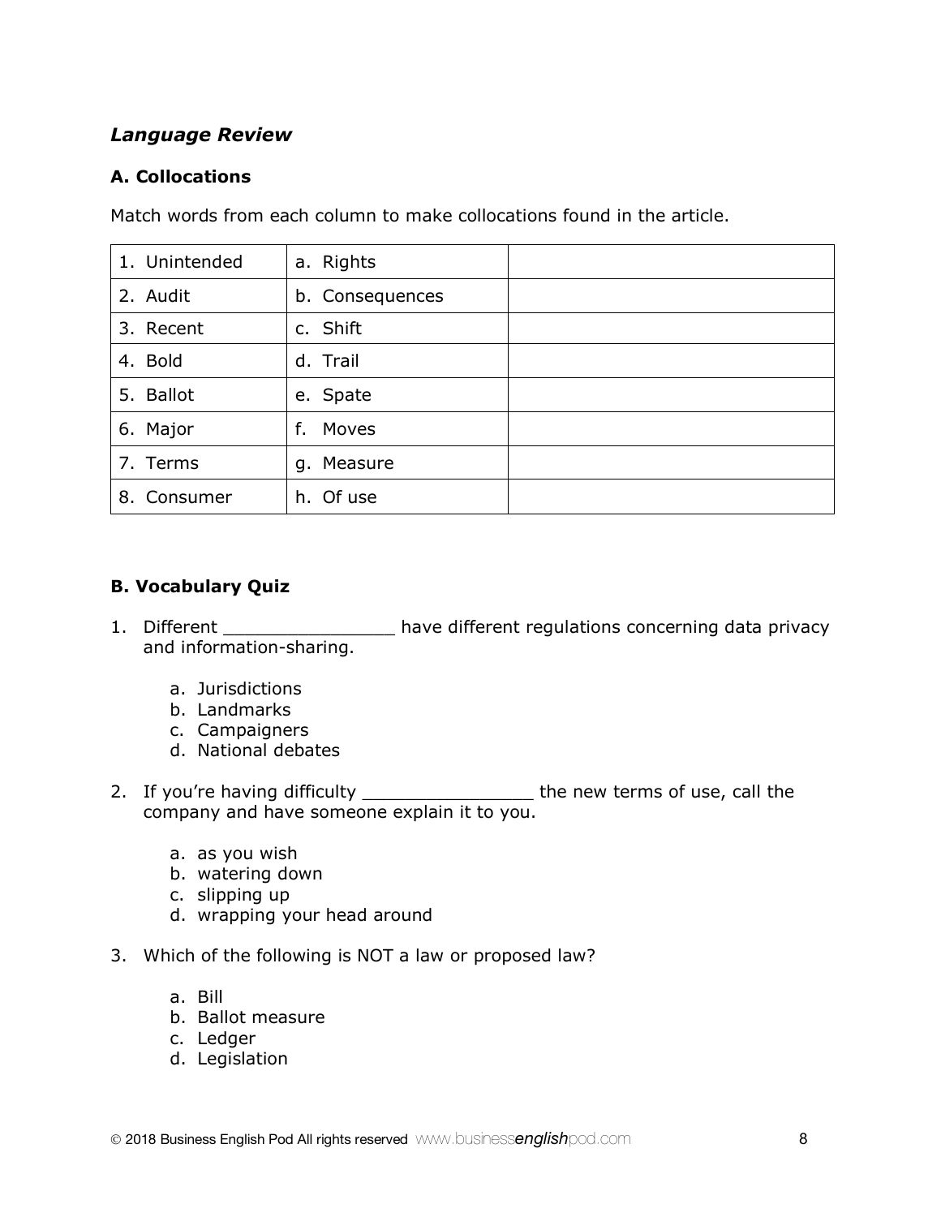## *Language Review*

### A. Collocations

Match words from each column to make collocations found in the article.

| | | |
|---|---|---|
| 1. Unintended | a. Rights | |
| 2. Audit | b. Consequences | |
| 3. Recent | c. Shift | |
| 4. Bold | d. Trail | |
| 5. Ballot | e. Spate | |
| 6. Major | f. Moves | |
| 7. Terms | g. Measure | |
| 8. Consumer | h. Of use | |

### B. Vocabulary Quiz

1. Different ________________ have different regulations concerning data privacy and information-sharing.

   a. Jurisdictions
   b. Landmarks
   c. Campaigners
   d. National debates

2. If you're having difficulty ________________ the new terms of use, call the company and have someone explain it to you.

   a. as you wish
   b. watering down
   c. slipping up
   d. wrapping your head around

3. Which of the following is NOT a law or proposed law?

   a. Bill
   b. Ballot measure
   c. Ledger
   d. Legislation

© 2018 Business English Pod All rights reserved www.businessenglishpod.com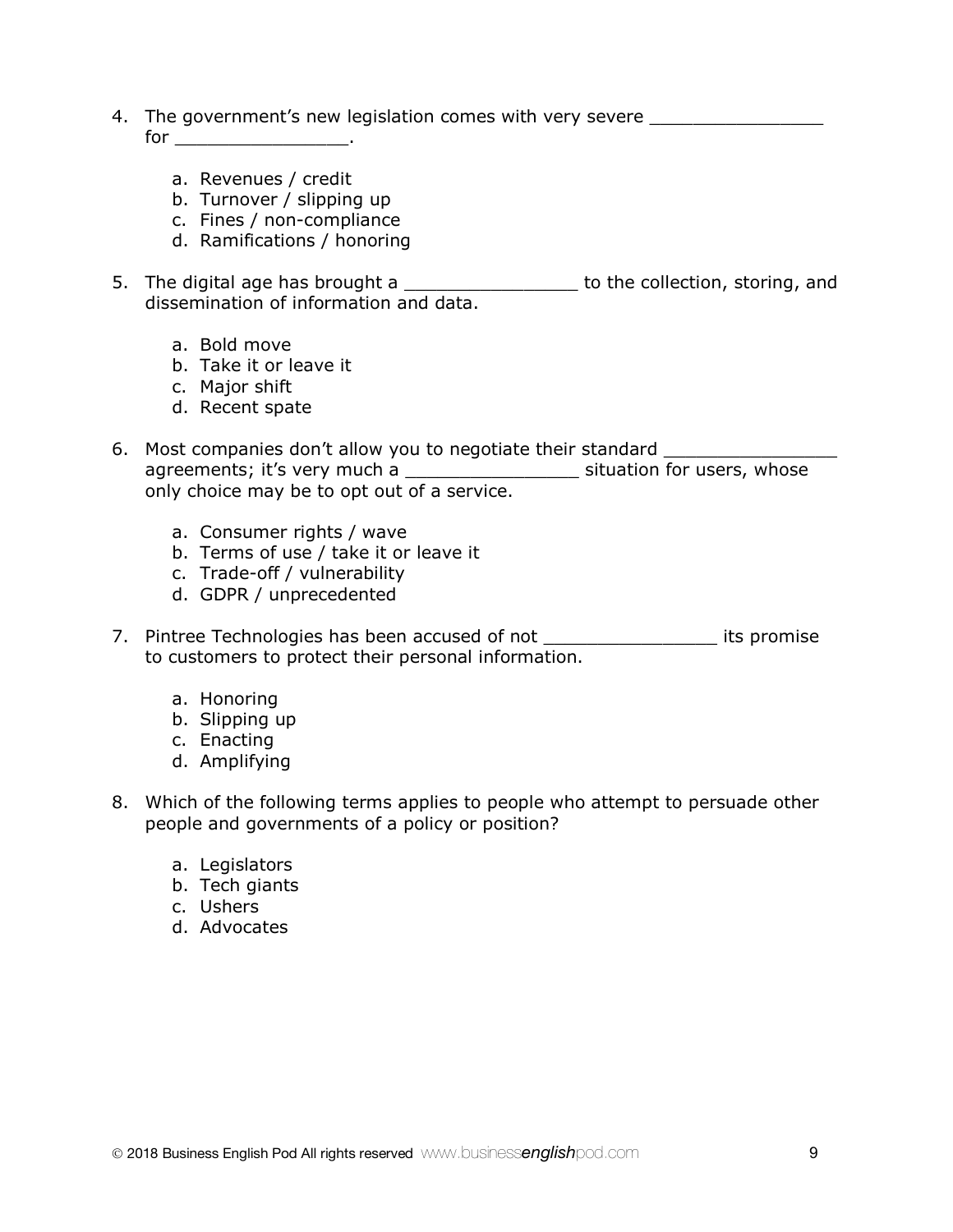4. The government's new legislation comes with very severe ________________ for ________________.

    a. Revenues / credit
    b. Turnover / slipping up
    c. Fines / non-compliance
    d. Ramifications / honoring

5. The digital age has brought a ________________ to the collection, storing, and dissemination of information and data.

    a. Bold move
    b. Take it or leave it
    c. Major shift
    d. Recent spate

6. Most companies don't allow you to negotiate their standard ________________ agreements; it's very much a ________________ situation for users, whose only choice may be to opt out of a service.

    a. Consumer rights / wave
    b. Terms of use / take it or leave it
    c. Trade-off / vulnerability
    d. GDPR / unprecedented

7. Pintree Technologies has been accused of not ________________ its promise to customers to protect their personal information.

    a. Honoring
    b. Slipping up
    c. Enacting
    d. Amplifying

8. Which of the following terms applies to people who attempt to persuade other people and governments of a policy or position?

    a. Legislators
    b. Tech giants
    c. Ushers
    d. Advocates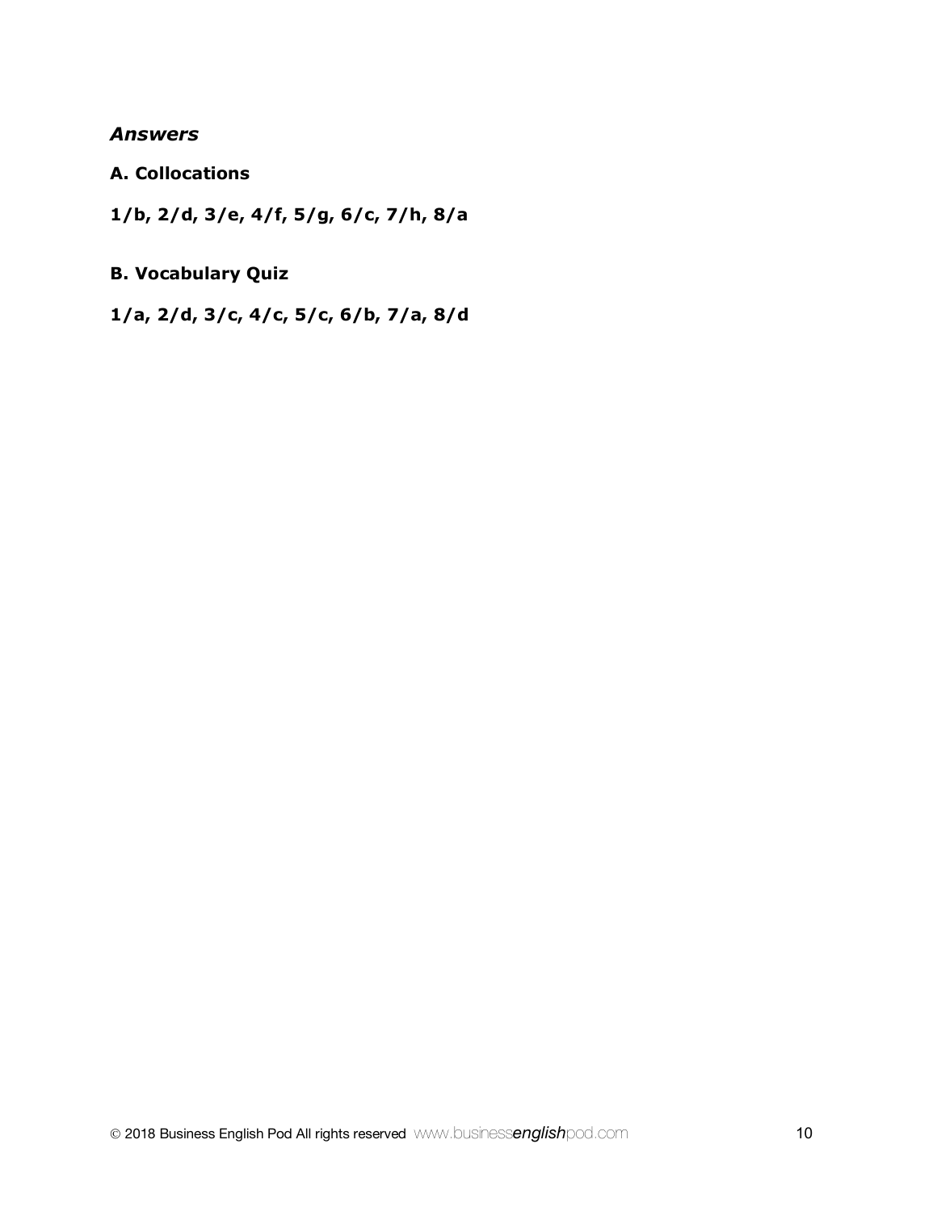### *Answers*

**A. Collocations**

**1/b, 2/d, 3/e, 4/f, 5/g, 6/c, 7/h, 8/a**

**B. Vocabulary Quiz**

**1/a, 2/d, 3/c, 4/c, 5/c, 6/b, 7/a, 8/d**